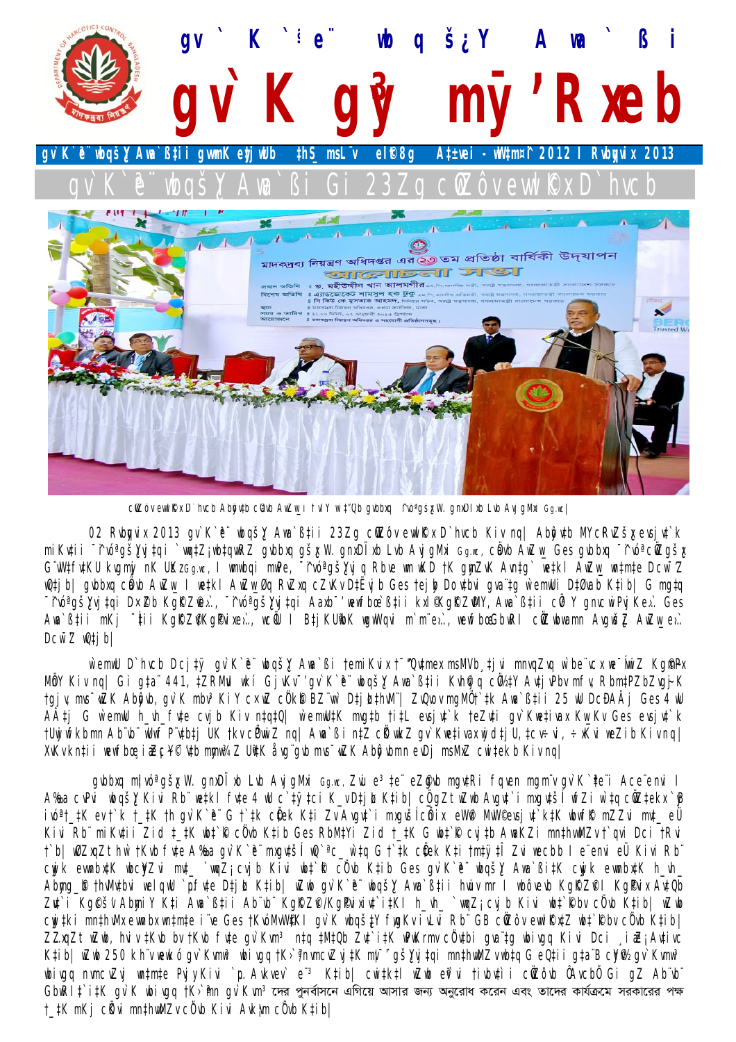# gv` K `ªe¨ wbqš¿Y Awa`ßi

# gv`K gy³ mgv’Rxeb

**gv`K`ªe¨ wbqš¿Y Awa`ß‡ii gvwmK eyj‡jwUb ‡hŠ_ msL¨v el©8g A‡±vei - wW‡m¤^i 2012 I Rvbyqvix 2013**

## gv`K`ªe¨ wbqš¿Y Awa`ßi Gi 23Zg cÖwZôvevwl©KxD`hvcb

cÖwZôvevwl©KxD`hvcb Abyôv‡b cÖavb AwZw_i fvlY w`‡”Qb gvbbxq ¯^ivóªgš¿x W. gnxDÏxb Lvb Avjgxi Gg.wc|

02 Rvbyqvix 2013 gv`K`ªe¨ wbqš¿Y Awa`ß‡ii 23Zg cÖwZôvevwl©KxD`hvcb Kiv nq| Abyôv‡b MYcÖRvZš¿x evsjv‡`k miKv‡ii ¯^ivóªgš¿Yvj‡qi `vwq‡Z¡cÖvß gvbbxq gš¿x W. gnxDÏxb Lvb Avjgxi Gg.wc, cÖavb AwZw_ Ges gvbbxq ¯^ivóªcÖwZgš¿x G¨vW‡fv‡KU kvgmyj nK UzKzGg.wc, I wmwbqi mwPe, ¯^ivóªgš¿Yvjq Rbve wm wK D †K gynvi¤§` Aviv‡dv` we‡kl AwZw_ wn‡m‡e Dcw¯’Z wQ‡jb| gvbbxq cÖavb AwZw_ I we‡kl AwZw_Øq RvZxq cZvKv D‡Ëvjb Ges †ejyb Dov‡bvi gva¨‡g w`emwU D‡Øvab K‡ib| G mgq ¯^ivóªgš¿Yvj‡qi DaŸ©Zb Kg©KZ©ve„›`, ¯^ivóªgš¿Yvj‡qi Aaxb¯’ wewfbœ `ßi I ms¯’vi Kg©KZ©vMY, Awa`ß‡ii cÖ`Ë gnvcwiPvjKe„›` Ges Awa`ß‡ii mKj ¯Í‡ii Kg©KZ©v-Kg©Pvixe„›`, wcÖ›U I B‡jKUªwbK wgwWqvi m`m¨e„›`, wewfbœ GbwRI cÖwZwbwaMY Avgwš¿Z AwZw_ e„›` Dcw¯’Z wQ‡jb|

w`emwU D`hvcb Dcj‡¶¨ gv`K`ªe¨ wbqš¿Y Awa`ßi †emiKvix †Uwjwfkb P¨v‡b‡j we‡kl †kÖvZvi Kg©m~wP MÖnY Kiv nq| Gi g‡a¨ 441, ‡ZRMuvI wkí GjvKv¯’ 'gv`K`ªe¨ wbqš¿Y Awa`ß‡ii Kvh©vjq cÖv½Y Av‡jvKmw¾Z Kiv nq| †Wwgb †R gv`K gyw³i A½xKvi‡K mvgZvi evaxvi `s‡Nq G w`emwU h_vh_ fv‡e cvjb Kiv n‡q‡Q| w`emwU‡K mgv‡b †i‡L evsjv‡`k †eZvi gv`K‡eivax Kw_Kv Ges evsjv‡`k †Uwjwfkb Ab¨vb¨ P¨v‡b‡j UK †kv cÖPvwiZ nq| Awa`ßi n‡Z cÖKvwkZ gv`K‡eivax wd‡j U, †cv÷vi, ÷xKvi weZiY Kiv nq| XvKvi wewfbœ ivRc‡_ ‡ebvi mvUv‡bv nq| ‡gvevBj‡dv‡b Gm Gg Gm Gi gva¨‡g Rbmvavi‡Yi gv‡S cÖPvi Kiv nq|

gvbbxq ¯^ivóªgš¿x W. gnxDÏxb Lvb Avjgxi Gg.wc, Zvi e³‡e¨ eZ©gvb mgv‡Ri fqven mgm¨v gv`K`ª‡e¨i Ace¨envi I A‰ea cvPvi wbqš¿‡Y Kivi Rb¨ we‡kl fv‡e 4 wU c`‡¶‡ci K_v D‡ jøL K‡ib| cÖ_‡Z wZwb Avgv‡`i mgv‡R Í wZwi w`‡q cÖwZ‡ivaK‡K ‡Rvi`vi ‡K ev †`k †_‡K †h gv`K`ª‡e¨ G †`‡k c‡ek K‡i ZvAvgv‡`i mgv‡R cÖfve eW© MwW©evsjv‡`k‡K wbivc` mZ‡Ki mv‡_ eÜ Kivi Rb¨ miKv‡ii Zid †_‡K wb‡`©k cÖ`vb K‡ib Ges RbM‡Yi Zid †_‡K G wb‡`©k cvj‡bi AvnŸvb Rvbvb| Z…Zx‡q mgv‡Ri mKj †kÖwYi gvbyl‡K gv`K`ª‡e¨i Kzdj m¤ú‡K© m‡PZb Kivi Rb¨ cÖwZwU cwiev‡i, wk¶v cÖwZôv‡b I mvgvwRK ms‡Ménb¸‡jv‡K m‡PZbZvg~jK Kg©KvÛ cwiPvjbvi AvnŸvb Rvbvb| PZz_©Z gv`K`ª‡e¨i AcwiwgZ wbivgq Ges Kvi‡Y AvµvšÍ‡`i cyYe©vm‡bi e¨e¯’v Kivi Rb¨ Awa`ß‡ii Kg©KZ©v‡`i wb‡`©k cÖ`vb K‡ib| wZwb gv`K`ªe¨ wbqš¿Y Awa`ß‡ii Kvh©µ‡gi cÖksmv K‡i e‡jb 250 kh¨vwewkó gv`Kvmw³ wbivgq †K›`ª ¯’vc‡bi Rb¨ miKvi D‡`¨vM M‡ÖY K‡i‡Q| wZwb gv`Kvmw³ wbivgq †K›`ªmgy‡ni Rb¨ miKv‡ii cÖ‡Pôv ‡Rvi`vi Kivi Rb¨ AvnŸvb Rvbvb| wZwb mKj‡K gv`Kvmw³ wbivgq †K›`ª ¯’vcb Ges gv`Kvm³‡`i পুনর্বাসনে এগিয়ে আসার জন্য অনুরোধ করেন এবং তাদের কার্যক্রমে সরকারের পক্ষ †_‡K mKj cÖKvi mn‡hvwMZv cÖ`v‡bi Avk¦vm cÖ`vb K‡ib|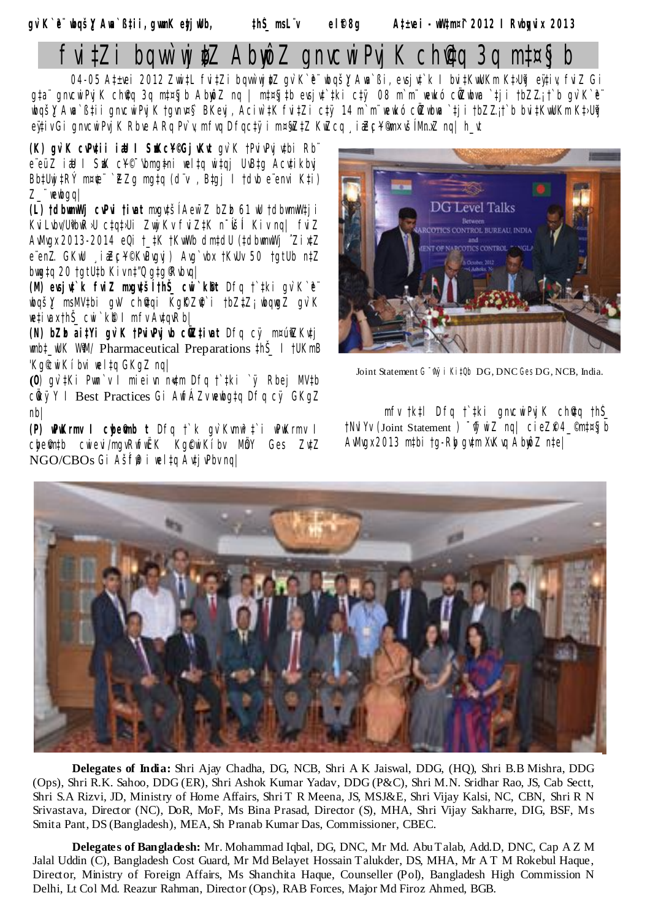# fvi‡Zi bqvw`jøx‡Z AbywôZ gnvcwiPvjK ch©v‡q 3q m‡¤§jb

04-05 A‡±vei 2012 Zvwi‡L fvi‡Zi bqvw`jøx‡Z gv`K`ª¨ wbqšaY Awa`ß‡ii, evsjv‡`‡ki I bvi‡KvwUKm K‡›Uªvj eÿ‡iv, fviZ Gi g‡a¨ gnvcwiPvjK ch©v‡q 3q m‡¤§jb AbywôZ nq| m‡¤§j‡b evsjv‡`‡ki c‡¶ 08 m`m¨ wewkó cÖwZwbwa `‡ji †bZ…Z¡ †`b gv`K`ª¨ wbqšaY Awa`ß‡ii gnvcwiPvjK †gvnv¤§` BKevj, Aciw`‡K fvi‡Zi c‡¶ 14 m`m¨ wewkó cÖwZwbwa `‡ji †bZ…Z¡ †`b bvi‡KvwUKm K‡›Uªvj eÿ‡ivi gnvcwiPvjK Rbve ARq Pv`v, mfvq Dfqc‡¶i m¤§wZ‡Z KwZcq ¸iæZ¡c~Y© wm×všÍ M„nxZ nq| h_vt

**(K) gv`K cvPv‡ii iæU I SzuwKc~Y© GjvKvt** gv`K †PvivPvjv‡bi Rb¨ e¨eüZ iæU I SzuwK c~Y© `vbmg‡ni wel‡q wb‡qwgZ Z_¨ Av`vb-cÖ`vb Ges GjvKvwfwËK wbwewo bRi`vwi Ki‡Z Dfq c‡¶i m¤§wZ nq|

**(L) †dbwmwWj cvPvi †iva:** mxgvšÍeZx© Zvi 61 wU †dbwmwWj Kviv Lvbv/D¨vbUvwW ¸‡jvi Zvwjkv fviZ‡K n¯ÍvšÍi Kiv nq| fviZ AvMvgx 2013-2014 eQ‡i †_‡K †KvW dm‡dU (†dbwmwWj ˆZixi e¨eüZ GKwU ¸iæZ¡c~Y© Dcv`vb) Avg`vbx †KvUv 50 †gtUb n‡Z bvwg‡q 20 †gtU‡b Kiv‡"Q e‡j Rvbvq|

**(M) evsjv‡`‡ki fviZ mxgv‡šÍ †hŠ_ cwi`k©bt** Dfq †`‡ki gv`K`ª¨ wbqš¿Y msMV‡bi gva¨ ch©v‡qi Kg©KZ©v‡`i †bZ…‡Z¡ wbqwgZ gv`K we‡ivax †hŠ_ cwi`k©b I mfv Av‡qvRb|

**(N) bZzb ai‡Yi gv`K †PvivPvjvb cÖwZ‡iva:** Dfq cÿ m¤úªwZ Kv‡j mbv‡³K…Z b‡Zzb Pharmaceutical Preparations †hŠ_ I †UKmB "Kg©cwiKíbv wel‡q GKgZ nq|

**(O)** gv`‡Ki Pvwn`v I mieivn n«vm Dfq †`‡ki `ÿ Rbej MV‡b cÖwkÿY I Best Practices Gi AwfÁZv wewbg‡q Dfq cÿ GKgZ nb|

**(P) wPwKrmv I cybe©vmb:** Dfq †`k gv`Kvm³‡`i wPwKrmv I cybe©vm‡b cwievi/mgvRwfwËK Kg©cwiKíbv MÖnY Ges ZvZ NGO/CBOs Gi AšÍf©y³i wel‡q Av‡jvPbv nq|

Joint Statement G ¯^vÿi Ki‡Qb DG, DNC Ges DG, NCB, India.

mfv †k‡l Dfq †`‡ki gnvcwiPvjK ch©v‡q †hŠ_ †NvlYv (Joint Statement ) ¯^vÿwiZ nq| cieZx© 4_© m‡¤§jb AvMvgx 2013 m‡bi †g-Rby gv‡m XvKvq AbywôZ n‡e|

**Delegates of India:** Shri Ajay Chadha, DG, NCB, Shri A K Jaiswal, DDG, (HQ), Shri B.B Mishra, DDG (Ops), Shri R.K. Sahoo, DDG (ER), Shri Ashok Kumar Yadav, DDG (P&C), Shri M.N. Sridhar Rao, JS, Cab Sectt, Shri S.A Rizvi, JD, Ministry of Home Affairs, Shri T R Meena, JS, MSJ&E, Shri Vijay Kalsi, NC, CBN, Shri R N Srivastava, Director (NC), DoR, MoF, Ms Bina Prasad, Director (S), MHA, Shri Vijay Sakharre, DIG, BSF, Ms Smita Pant, DS (Bangladesh), MEA, Sh Pranab Kumar Das, Commissioner, CBEC.

**Delegates of Bangladesh:** Mr. Mohammad Iqbal, DG, DNC, Mr Md. Abu Talab, Add.D, DNC, Cap A Z M Jalal Uddin (C), Bangladesh Cost Guard, Mr Md Belayet Hossain Talukder, DS, MHA, Mr A T M Rokebul Haque, Director, Ministry of Foreign Affairs, Ms Shanchita Haque, Counseller (Pol), Bangladesh High Commission N Delhi, Lt Col Md. Reazur Rahman, Director (Ops), RAB Forces, Major Md Firoz Ahmed, BGB.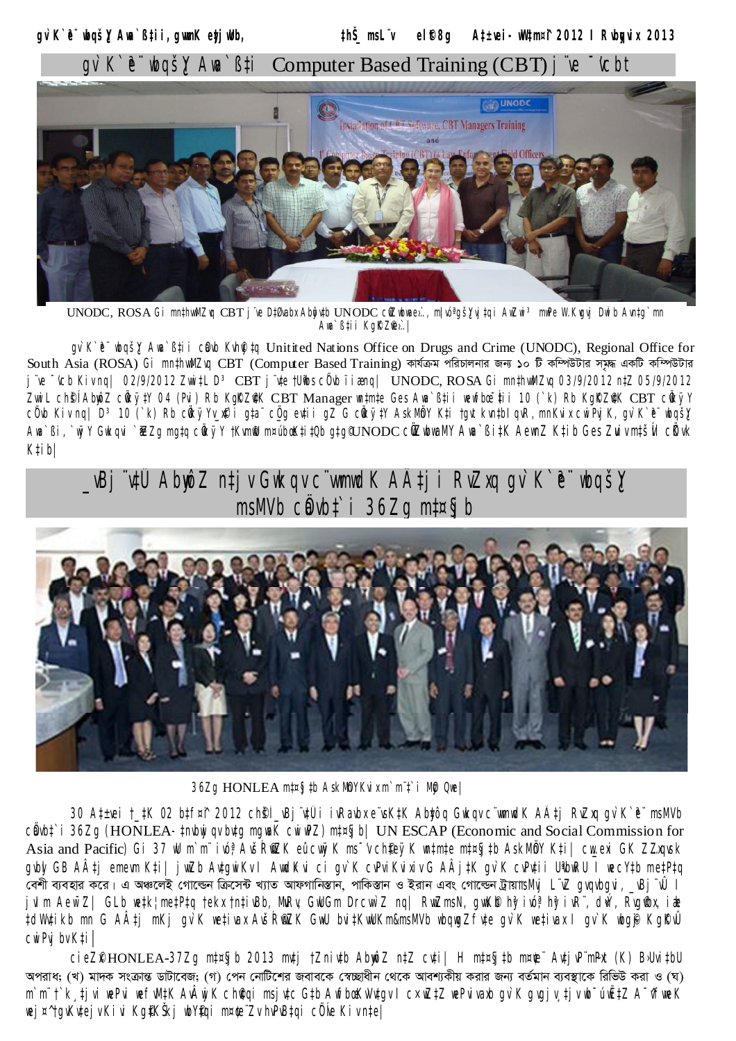# gv`K`ªe¨ wbqšY Awa`ßi Computer Based Training (CBT) j¨ve ¯'vcb

UNODC, ROSA Gi mn‡hvwMZvq CBT j¨ve D‡Øvabx Abyôv‡b UNODC cÖwZwbwae„›`, mswkøó gš¿Yvj‡qi AwZwi³ mwPe W.Kvgvj DwÏb Avn‡g`mn Awa`ß‡ii Kg©KZ©ve„›`|

gv`K`ªe¨ wbqšY Awa`ß‡ii cÖwkÿY Kvh©µ‡g Unitited Nations Office on Drugs and Crime (UNODC), Regional Office for South Asia (ROSA) Gi mn‡hvwMZvq CBT (Computer Based Training) কার্যক্রম পরিচালনার জন্য ১০ টি কম্পিউটার সম্বলিত একটি কম্পিউটার j¨ve ¯'vcb Kiv nq| 02/9/2012 Zvwi‡L D³ CBT j¨v‡ei †Ubvbs cÖwkÿ‡Yi Ávnq| UNODC, ROSA Gi mn‡hvwMZvq 03/9/2012 n‡Z 05/9/2012 ZvwiL ch©š÷ Abyôvb cÖwkÿ‡Y 04 (Pvi) Rb Kg©KZ©vK CBT Manager wn‡m‡e Ges Awa`ß‡ii wewfbœ ‡Rjvi 10 (`k) Rb Kg©KZ©vK CBT cÖwkÿY cÖ`vb Kiv nq| D³ 10 (`k) Rb cÖwkÿYv_©x‡`i gva¨‡g cÖ‡qvRb Abymv‡i gvV ch©v‡q cÖwkÿY AskMÖnY K‡i †gvU kvn‡`I qvR, mnKvix cwiPvjK, gv`K`ªe¨ wbqšY Awa`ßi, `ÿZv Gwcqvi `ÿZv mg„w×i cÖwkÿY †Kvm© m¤úbœ K‡i‡Qb g‡g© UNODC cÖwZwbwaMY Awa`ß‡ii K‡ib AewnZ K‡ib Ges ZvUv mš—ó cÖKvk K‡ib|

# _vBj¨v‡Û Abyôv‡b n‡j vGwkqv c¨vwmwdK A‡ji RvZxq gv`K`ªe¨ msMVb cÖav‡bi 36Zg m‡¤§jb

36Zg HONLEA m‡¤§j‡b AskMÖnYKvix m`m¨‡`i MÖæc Qwe|

30 A‡±vei †_‡K 02 b‡f¤^i 2012 ch©š— _vBj¨v‡Ûi ivRavbx e¨vsK‡K Abyôvb GwkqvI c¨vwmwdK A‡ji RvZxq gv`K`ªe¨ msMVb cÖav‡bi 36Zg (HONLEA- ‡nW Ad b¨vkbvj j Gbd‡mm©‡g›U GB‡RwÝR) m‡¤§jb| UN ESCAP (Economic and Social Commission for Asia and Pacific) Gi 37 wU m`m¨ iv‡óª AvšÍR©vwZK eûcvwÿK ms¯'vcb‡`i K wn‡m‡e m‡¤§j‡b AskMÖnY K‡i| cÖwZ‡e`b GK ZZxqvsk gvbyl GB A‡j emevm K‡i| jÿYxq AvšÍR©vwZK gv`K cvPviKvix‡`i GB A‡j‡K gv`K cvPv‡ii U¨vbwRU I wecY‡bi me‡P‡q বেশী ব্যবহার করে। এ অঞ্চলেই গোল্ডেন ক্রিসেন্ট খ্যাত আফগানিস্তান, পাকিস্তান ও ইরান এবং গোল্ডেন ট্রায়াংগেল j¨vI gvqvbgvi, _vBj¨vÛ I jvIm AewnZ| GLb we‡k¦i me‡P‡q †ekx †n‡ivBb, MvRv, GwUGm Drcvw`Z nq| RvZxqsN, gwKb hy³iv‡óª hy³ivR¨, dªvÝ, Rvgv©wb, iæk †dWv‡ikb mn G A‡ji mKj gv`K we‡ivax AvšÍR©vwZK GwU bvi‡KvwUKm&msMVb wbqwgZfv‡e gv`K we‡ivax I gv`K wbgy©j Kg©m~wP cwiPvjbv K‡i|

cieZ©x HONLEA-37Zg m‡¤§jb 2013 mv‡j †Zniv‡b Abyôvb n‡Z cv‡i| H m‡¤§j‡bi m¤§y‡L Av‡jvP¨m~Px (K) B›Uvi‡bU অপরাধ; (খ) মাদক সংক্রান্ত ডাটাবেজ; (গ) পেন নোটিশের জবাবকে স্বেচ্ছাধীন থেকে আবশ্যকীয় করার জন্য বর্তমান ব্যবস্থাকে রিভিউ করা ও (ঘ) m`m¨ †`k¸‡jvi wePvi wefvM‡K AvšÍR©vwZK ch©v‡qi msjMœ Z‡_¨i Avf¨šÍixY cÖ‡qvRb wbwðZ Kivi j‡ÿ¨ AwfÁZv wewbgq I mswkøó wel‡q cÖ‡qvRbxq wb‡`©kbv cÖYq‡bi cÖ¯Íve Kiv n‡e|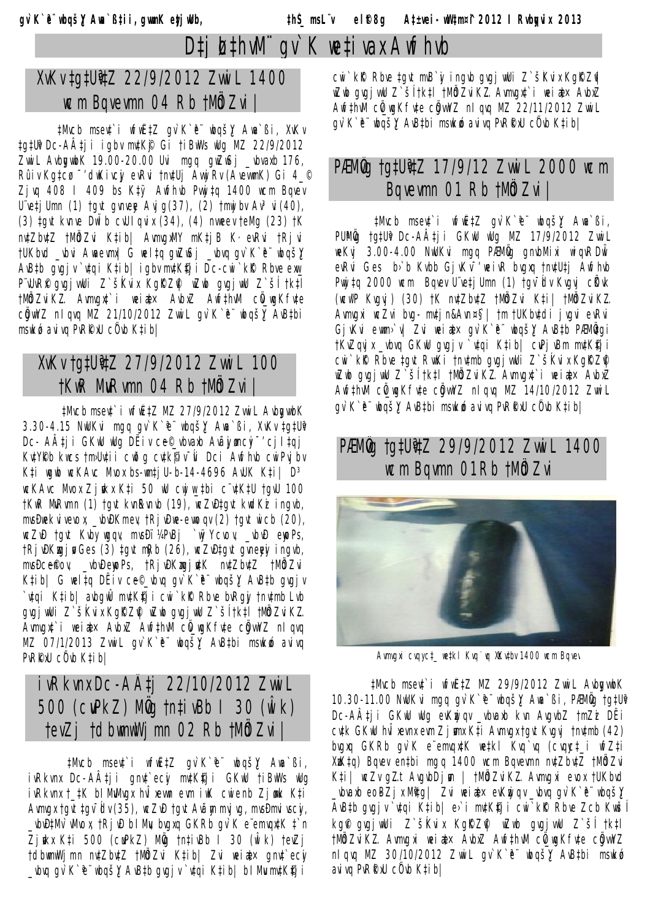# D‡jL‡hvM¨ gv`K we‡ivax Awfhvb

## XvKv‡g‡U«v‡Z 22/9/2012 Zvwi‡L 1400 wcm Bqvevmn 04 Rb †MÖdZvi|

‡Mvcb msev‡`i wfwË‡Z gv`K`ªe¨ wbqš¿Y Awa`ßi, XvKv ‡g‡U«v Dc-AÂ‡ji igbv mv‡K©j Gi †iBWs wUg MZ 22/9/2012 Zvwi‡L AvbygvwbK 19.00-20.00 Uvi mgq gwZwSj _vbvaxb 176, Rûiv Kg‡cø· 'd¬vKivc' eiRv †nv‡Uj AvwjRv(AvevwmK) Gi 4_© Zjvq 408 I 409 bs K‡¶ Awfhvb Pvwj‡q 1400 wcm Bqvev U¨ve‡jUmn (1) †gvt gvneye Avjg(37), (2) †mwjbv Av³vi(40), (3) ‡gvt kvne DwÏb cvUIqvix(34), (4) nvweeyi †eMg (23) †K n¨vZbvZ †MÖdZvi Kiv nq| AvmvgxMY mK‡jB K·evRvi †Rjvi †UKbvd _vbvi Awaevmx| G wel‡q gwZwSj _vbvq gv`K`ªe¨ wbqš¿Y AvB‡b gvgjv `v‡qi Kiv nq| igbv mv‡K©‡ji Dc-cwi`k©K Rbve exi P¨vUvR© gvgjvwUi Z`šÍKvix Kg©KZ©v wZwb gvgjvwU Z`šÍ †k‡l †MÖdZviK…Z. Avmvgx‡`i weiæ‡× AvbxZ Awf‡hvM cÖgvwYZ nIqvq MZ 21/10/2012 Zvwi‡L gv`K`ªe¨ wbqš¿Y AvB‡bi msk­ó avivq PvR©wkU `vwLj Kiv nq|

## XvKv †g‡U«v‡Z 27/9/2012 Zvwi‡L 100 †KwR MuRvmn 04 Rb †MÖdZvi|

‡Mvcb msev‡`i wfwË‡Z MZ 27/9/2012 Zvwi‡L AvbygvwbK 3.30-4.15 NwUKvi mgq gv`K`ªe¨ wbqš¿Y Awa`ßi, XvKv ‡g‡U«v Dc-AÂ‡ji GKwU wUg DËiv c~e© _vbvaxb Avãyjøvncyi¯' cjøx‡gj KvUÿ©b kvcs †m›Uvii cv‡k cvk©¦ iv¯Ív Dci Awfhvb cwiPvjbv K‡i wgwb wcKAvc Mvox bs-XvKv †g‡U«v-b-14-4696 AvUK K‡i| D³ wcKAvc Mvox Zjøvkx K‡i 50 wU cwjw_‡b cÖ¨vK‡U †gvU 100 †KwR MuRvmn (1) †gvt kvnRvnvb (19), wcZv-‡gvt kwdKzj Bmjvg, mvs-Dwe›`iveviv _vbvÐKmev, †Rjv-Dwe-eveviqv(2) †gvt iwcb (20), wcZv-‡gvt Kvby wgqv, mvs-Dw¼PvBj `wÿY cvov, _vbv-eyoPs, †Rjv-Kzwgjøv Ges (3) ‡gvt mRxe (26), wcZv-‡gvt gvneyey ingvb, mvs-Dce©ovY, _vbv-eyoPs, †Rjv-KzwgjøvK n¨vZbvZ †MÖdZvi K‡i| G wel‡q DËiv c~e© _vbvq gv`K`ªe¨ wbqš¿Y AvB‡b gvgjv `v‡qi Kiv nq| avbgwÛ mv‡K©‡ji cwi`k©K Rbve bvRgyj †nv‡mb Lvb gvgjvwUi Z`šÍKvix Kg©KZ©v wZwb gvgjvwU Z`šÍ †k‡l †MÖdZviK…Z. Avmvgx‡`i weiæ‡× AvbxZ Awf‡hvM cÖgvwYZ nIqvq MZ 07/1/2013 Zvwi‡L gv`K`ªe¨ wbqš¿Y AvB‡bi msk­ó avivq PvR©wkU `vwLj Kiv nq|

## iRkvnxDc-AÂ‡j 22/10/2012 Zvwi‡L 500 (cvPkZ) MÖvg †n‡ivBb I 30 (wÎk) †evZj †dbwmwWjmn 02 Rb †MÖdZvi|

‡Mvcb msev‡`i wfwË‡Z gv`K`ªe¨ wbqš¿Y Awa`ßi, iRkvnx Dc-AÂ‡ji gnv`ecyi mv‡K©‡ji GKwU †iBWs wUg iRkvnx †_‡K bIMvMvgx hvÎxevnx evm iwK cwienb Zjøvkx K‡i Avmvgx‡gvt‡gv¯Ídv(35), wcZv-‡gvt Avãyj gwjK, mvs-Dmvicvov, _vbv-‡Mvg¯Íxcyi, †Rjv-bIMvu, bvgxq GKRb gv`K e¨emvqx‡K ‡_‡K Zjøvkx K‡i 500 (cvPkZ) MÖvg †n‡ivBb I 30 (wÎk) †evZj †dbwmwWjmn n¨vZbvZ †MÖdZvi K‡i| Zvi weiæ‡× gnv`ecyi _vbvq gv`K`ªe¨ wbqš¿Y AvB‡b gvgjv `v‡qi Kiv nq| bIMvu mv‡K©‡ji cwi`k©K Rbve ‡gvt mB`yi ingvb gvgjvwUi Z`šÍKvix Kg©KZ©v wZwb gvgjvwU Z`šÍ †k‡l †MÖdZviK…Z. Avmvgx‡`i weiæ‡× AvbxZ Awf‡hvM cÖgvwYZ nIqvq MZ 22/11/2012 Zvwi‡L gv`K`ªe¨ AvB‡bi msk­ó avivq PvR©wkU `vwLj Kiv nq|

## PÆMÖvg †g‡U«v‡Z 17/9/12 Zvwi‡L 2000 wcm Bqvevmn 01 Rb †MÖdZvi|

‡Mvcb msev‡`i wfwË‡Z gv`K`ªe¨ wbqš¿Y Awa`ßi, PUªMÖvg ‡g‡U«v Dc-AÂ‡ji GKwU wUg MZ 17/9/2012 Zvwi‡L weKvj 3.00-4.00 NwUKvi mgq PÆMÖvg gnvbMixi wiqvRDwÏb evRvi Ges b›`b Kvbb GjvKvi¯'weivR bvgxq †nv‡U‡j Awfhvb Pvwj‡q 2000 wcm Bqvev U¨ve‡jUmn (1) †gv¯Ídv Kvgvj cÖvk (wcwP Kvgvj) (30) †K n¨vZbvZ †MÖdZvi K‡i| †MÖdZviK…Z. Avmvgxi wcZvi bvg-mt‡jn&Avn¤§`| †m †UKbv‡di jvgvi evRvi GjvKvi evwm›`v| Zvi weiæ‡× gv`K`ªe¨ wbqš¿Y AvB‡b PÆMÖvgi †KvZqvjx _vbvq GKwU gvgjv `v‡qi Kiv nq| cvPjvBm mv‡K©‡ji cwi`k©K Rbve ‡gvt RvwKi †nv‡mb gvgjvwUi Z`šÍKvix Kg©KZ©v wZwb gvgjvwU Z`šÍ †k‡l †MÖdZviK…Z. Avmvgx‡`i weiæ‡× AvbxZ Awf‡hvM cÖgvwYZ nIqvq MZ 14/10/2012 Zvwi‡L gv`K`ªe¨ wbqš¿Y AvB‡bi msk­ó avivq PvR©wkU `vwLj Kiv nq|

## PÆMÖvg †g‡U«v‡Z 29/9/2012 Zvwi‡L 1400 wcm Bqvmn 01Rb †MÖdZvi

Avmvgxi cvqyc‡_ we‡kl Kvq`vq XvKvbv 1400 wcm Bqvev

‡Mvcb msev‡`i wfwË‡Z MZ 29/9/2012 Zvwi‡L AvbygvwbK 10.30-11.00 NwUKvi mgq gv`K`ªe¨ wbqš¿Y Awa`ßi, PÆMÖvg †g‡U«v Dc-AÂ‡ji GKwU wUg evKwjqv _vbvaxb kvn AvgvbZ †mZz DËi cv‡k GKwU hvÎxevnx evm Zjøvkx K‡i Avmvgx‡gvt Kvgvj †nv‡mb (42) bvgxq GKRb gv`K e¨emvqx‡K we‡kl Kvq`vq (cvqyc‡_i wfZ‡i XzwK‡q) Bqvev en‡bi mgq 1400 wcm Bqvevmn n¨vZbvZ †MÖdZvi K‡i| wcZv-AvgvbDjøvn | †MÖdZviK…Z. Avmvgxi evox †UKbvd _vbvaxb eoBZjx Mªv‡g| Zvi weiæ‡× evKwjqv _vbvq gv`K`ªe¨ wbqš¿Y AvB‡b gvgjv `v‡qi Kiv nq| e›`i mv‡K©‡ji cwi`k©K Rbve Zcb Kvwší kg©v gvgjvwUi Z`šÍKvix Kg©KZ©v wZwb gvgjvwU Z`šÍ †k‡l †MÖdZviK…Z. Avmvgxi weiæ‡× AvbxZ Awf‡hvM cÖgvwYZ nIqvq MZ 30/10/2012 Zvwi‡L gv`K`ªe¨ wbqš¿Y AvB‡bi msk­ó avivq PvR©wkU `vwLj Kiv nq|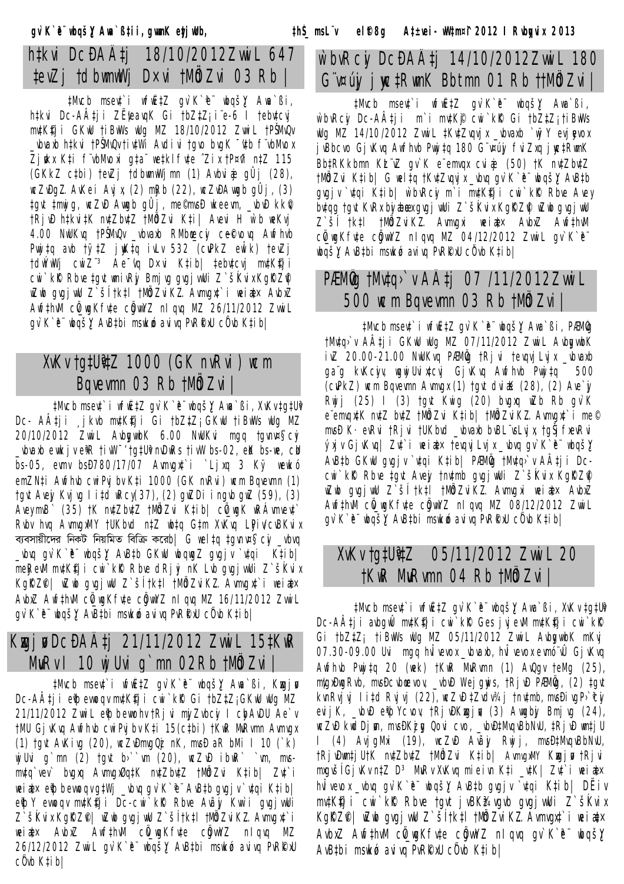## h‡kvi DcÐAÂ‡j 18/10/2012 Zvwi‡L 647 ‡evZj †dbmwWj Dxvi †MÖßZvi 03 Rb |

‡Mvcb msev‡`i wfwË‡Z gv`K`ªe¨ wbqš¿Y Awa`ßi, h‡kvi Dc-AÂ‡ji ZË¡eavqK Gi †bZ…‡Z¡ i¨e-6 I †ebvcij mv‡K©‡ji GKwU †iBwWs wUg MZ 18/10/2012 Zvwi‡L †PŠMvQv _vbvaxb h‡kvi †PŠMvQv †iwWs Avdvi †gvo bvgK ¯'v‡b f¨vbMvox ZjøvkxKv‡i f¨vbMvoxi gaª¨ we‡kl fv‡e ˆZix †P¤^vi n‡Z 115 (GKkZ c‡bi) †evZj †dbmwWj mn (1) Avbvi æ gÛj (28), wcZ…gZ. AvKei Avjx, (2) mRb (22), wcZvÐ Awgb gÛj, (3) ‡gvt †mwjg, wcZvÐ Awgb gÛj, me©mvÐ wKeivn, _vbvÐ kk©v †RjvÐ h‡kvi‡K n‡Zb‡Z †MÖßZvi K‡i| Avevi H w`b weKvj 4.00 NwUKvq †PŠMvQv _vbvaxb RMbœv_cyi ce©cvov Avfhvb Pvwj‡q avb †ÿ‡Z jyKv‡bv iLv 532 (cuvPkZ ewÎk) †evZj †dbwmWj cwiZ¨³ Ae¯'vq Dxvi K‡ib| ‡ebvcvj mv‡K©‡ji cwi`k©K Rbve ‡gvt gwniRy Bmjvg gvgjvwU Z`šÍKvix Kg©KZ©v wb‡qvM gvgjwU Z`šÍ †k‡l †MÖßZvi KZ. Avmvgx‡`i weiæ× AvbxZ Awf‡hvM cÖgvwYZ nIqvq MZ 26/11/2012 Zvwi‡L gv`K`ªe¨ wbqš¿Y AvB‡bi msk‡óó aviv PvR©kxU cÖ`vb K‡ib|

## XvKv †g‡U¨v 1000 (GK nvRvi) wcm Bqvevmn 03 Rb †MÖßZvi|

‡Mvcb msev‡`i wfwË‡Z gv`K`ªe¨ wbqš¿Y Awa`ßi, XvKv †g‡U¨v Dc- AÂ‡ji ¸jkvb mv‡K©‡ji Gi †bZ…‡Z¡ GKwU †iBwWs wUg MZ 20/10/2012 Zvwi‡L AvbygwbK 6.00 NwUKvi mgq †gvnv¤§`cyi _vbvaxb ewkjv eªR †iwW¨ †g‡U¨vnDwRs †iwW bs-02, eøK bs-we, dø¨vU bs-05, evmv bs-D780/17/07 Avmvgx‡`i ¸Ljvq 3 Kÿ wewkó emZNi Awf‡hvb cwiPvjbv K‡i 1000 (GK nvRvi) wcm Bqvevmn (1) †gvt Aveyj Kvjvg I i‡dv wRcy(37), (2) gwZDi ingvb gwZ (59), (3) AveymvB` (35) †K n‡Zb‡Z †MÖßZvi K‡ib| cÖv_wgK wRÁvmvev‡` Rvbv hvq Avmvgx‡`i †UKbvd n‡Z wb‡q G‡m XvKvq LPiv cvBKvix ব্যবসায়ীদের নিকট নিয়মিত বিক্রি করেন। G wel‡q †gvn¤§`cyi _vbvq _vbvq gv`K`ªe¨ wbqš¿Y AvB‡b GKwU wbqwgZ gvgjv `v‡qi K‡ib| meRevM mv‡K©‡ji cwi`k©K Rbve dRjy nK Lvb gvgjvwU Z`šÍKvix Kg©KZ©v| wZwb gvgjvwU Z`šÍ †k‡l †MÖßZvi KZ. Avmvgx‡`i weiæ× AvbxZ Awf‡hvM cÖgvwYKf‡e cÖgvwYZ nIqvq MZ 16/11/2012 Zvwi‡L gv`K`ªe¨ wbqš¿Y AvB‡bi msk‡óó aviv PvR©kxU cÖ`vb K‡ib|

## Kzwgjøv DcÐAÂ‡j 21/11/2012 Zvwi‡L 15‡KwR MvRv I 10 wj Uvi g`mn 02Rb †MÖßZvi|

‡Mvcb msev‡`i wfwË‡Z gv`K`ªe¨ wbqš¿Y Awa`ßi, Kzwgjøv Dc-AÂ‡ji eªvþbevoqv mv‡K©‡ji cwi`k©K Gi †bZ…‡Z¡ GKwU wUg MZ 21/11/2012 Zvwi‡L eªvþbevoxv m`i Kmevi †ivW¯' †MU GjvKvq Awf‡hvb cwiPvjbv K‡i 15(c‡bi) †KwR MvRvmn Avmvgx (1) †gvt AvKivg (20), wcZvÐ mvgQzj nK, mvsÐ aR bMi I 10 (`k) wjUvi g`mn (2) †gvt b~i`vm (20), wcZvÐ ibwR` `vm, mvsÐ mvgv`vev` bvgxq Avmvgx‡`i‡K n‡Zb‡Z †MÖßZvi K‡ib| Zv‡`i weiæ× eªvþbevoqv m`i _vbvq gv`K`ªe¨ AvB‡b gvgjv `v‡qi K‡ib| eªvþY evoqv mv‡K©‡ji Dc-cwi`k©K Rbve Avãyj Kvw`i gvgjvwU Z`šÍKvix Kg©KZ©v| wZwb gvgjvwU Z`šÍ †k‡l †MÖßZvi KZ. Avmvgx‡`i weiæ× AvbxZ Awf‡hvM cÖgvwYKf‡e cÖgvwYZ nIqvq MZ 26/12/2012 Zvwi‡L gv`K`ªe¨ wbqš¿Y AvB‡bi msk‡óó aviv PvR©kxU cÖ`vb K‡ib|

## wbvRcyi DcÐAÂ‡j 14/10/2012 Zvwi‡L 180 G¨vÁ¨j jyc‡RwmK Bbtmn 01 Rb ††MÖßZvi|

‡Mvcb msev‡`i wfwË‡Z gv`K`ªe¨ wbqš¿Y Awa`ßi, wbvRcyi Dc-AÂ‡ji m`i mv‡K©i cwi`k©K Gi †bZ…‡Z¡ †iBwWs wUg MZ 14/10/2012 Zvwi‡L ‡KvZvqvjx _vbvaxb `wÿY evjyevox jvBbcvo GjvKvq Awf‡hvb Pvwj‡q 180 G¨vÁ¨j fviZxq jyc‡RwmK Bb‡RKkbmn KL¨vZ gv`K e¨emvqx cvi æ (50) †K n‡Zb‡Z †MÖßZvi K‡ib| G wel‡q †KvZqvjx _vbvq gv`K`ªe¨ wbqš¿Y AvB‡b gvgjv `v‡qi K‡ib| wbvRcyi m`i mv‡K©‡ji cwi`k©K Rbve Aveyj bvgq †gvt KvRx bvjæe gvgjvwU Z`šÍKvix Kg©KZ©v wZwb gvgjwU Z`šÍ †k‡l †MÖßZvi KZ. Avmvgxi weiæ× AvbxZ Awf‡hvM cÖgvwYKf‡e cÖgvwYZ nIqvq MZ 04/12/2012 Zvwi‡L gv`K`ªe¨ wbqš¿Y AvB‡bi msk‡óó aviv PvR©kxU cÖ`vb K‡ib|

## PÆMÖvg †Mv‡q›`v AÂ‡j 07 /11/2012 Zvwi‡L 500 wcm Bqvevmn 03 Rb †MÖßZvi|

‡Mvcb msev‡`i wfwË‡Z gv`K`ªe¨ wbqš¿Y Awa`ßi, PÆMÖvg †Mv‡q›`v AÂ‡ji GKwU wUg MZ 07/11/2012 Zvwi‡L AvbygwbK iv‡Z 20.00-21.00 NwUKvq PÆMÖvg †Rjvi †evqvjLvjx _vbvaxb ga¨g kvKcyiv, wgwjUvix‡cvj GjvKvq Awf‡hvb Pvwj‡q 500 (cuvPkZ) wcm Bqvevmn Avmvgx (1) †gvt dviæK (28), (2) Ave`yj Rwjj (25) I (3) †gvt Kwig (20) bvgxq wZb Rb gv`K e¨emvqx‡K n‡Z b‡Z †MÖßZvi K‡ib| PÆMÖvg †Mv‡q›`v AÂ‡ji Dc-cwi`k©K Rbve ‡gvt Aveyj †nv‡mb gvgjvwU Z`šÍKvix Kg©KZ©v wZwb gvgjvwU Z`šÍ †k‡l †MÖßZvi KZ. Avmvgxi weiæ× AvbxZ Awf‡hvM cÖgvwYKf‡e cÖgvwYZ nIqvq MZ 08/12/2012 Zvwi‡L gv`K`ªe¨ wbqš¿Y AvB‡bi msk‡óó aviv PvR©kxU cÖ`vb K‡ib|

## XvKv †g‡U¨v 05/11/2012 Zvwi‡L 20 †KwR MvRvmn 04 Rb †MÖßZvi|

‡Mvcb msev‡`i wfwË‡Z gv`K`ªe¨ wbqš¿Y Awa`ßi, XvKv †g‡U¨v Dc-AÂ‡ji avbgÛx mv‡K©‡ji cwi`k©K Ges jvjevM mv‡K©‡ji cwi`k©K Gi †bZ…‡Z¡ †iBwWs wUg MZ 05/11/2012 Zvwi‡L AvbygwbK mKvj 07.30-09.00 Uvi mgq hvÎvevox _vbvaxb, hvÎvevox evm÷¨vÛ GjvKvq Awf‡hvb Pvwj‡q 20 (wek) †KwR MvRvmn (1) AvQgv †eMg (25), mgxÐgvRvb, mvsÐcvbœevov, _vbvÐ Wejyjvs, †RjvÐ PÆMÖvg, (2) †gvt kvnRvjvj I i‡d Rvjvj (22), wcZvÐ‡Zvdv¾j †nv‡mb, mvsÐivgP›`ªcyi evjvK, _vbvÐ eªvþYcvov, †RjvÐKzwgjøv (3) Avgbyj Bmjvg (24), wcZvÐ kwdDjøvn, mvsÐKzÛy Qovi cvo, _vbvÐ‡MvqvBbNvU, ‡RjvÐwm‡jU I (4) AvjgMxi (19), wcZvÐ Avãyj Rwjj, mvsÐ‡MvqvBbNvU, †RjvÐwm‡jU‡K n‡Zb‡Z †MÖßZvi K‡ib| Avmvgx‡`i Kzwgjøv †Rjvi mxgvšÍGjvKv n‡Z D³ MvRv XvKvq mieivn Ki‡Z _v‡K| Zv‡`i weiæ× hvÎvevox _vbvq gv`K`ªe¨ AvB‡b gvgjv `v‡qi K‡ib| DÉiv mv‡K©‡ji cwi`k©K Rbve †gvt jyrdi ingvb gvgjvwU Z`šÍKvix Kg©KZ©v| wZwb gvgjvwU Z`šÍ †k‡l †MÖßZvi KZ. Avmvgx‡`i weiæ× AvbxZ Awf‡hvM cÖgvwYKf‡e cÖgvwYZ nIqvq gv`K`ªe¨ wbqš¿Y AvB‡bi msk‡óó aviv PvR©kxU cÖ`vb K‡ib|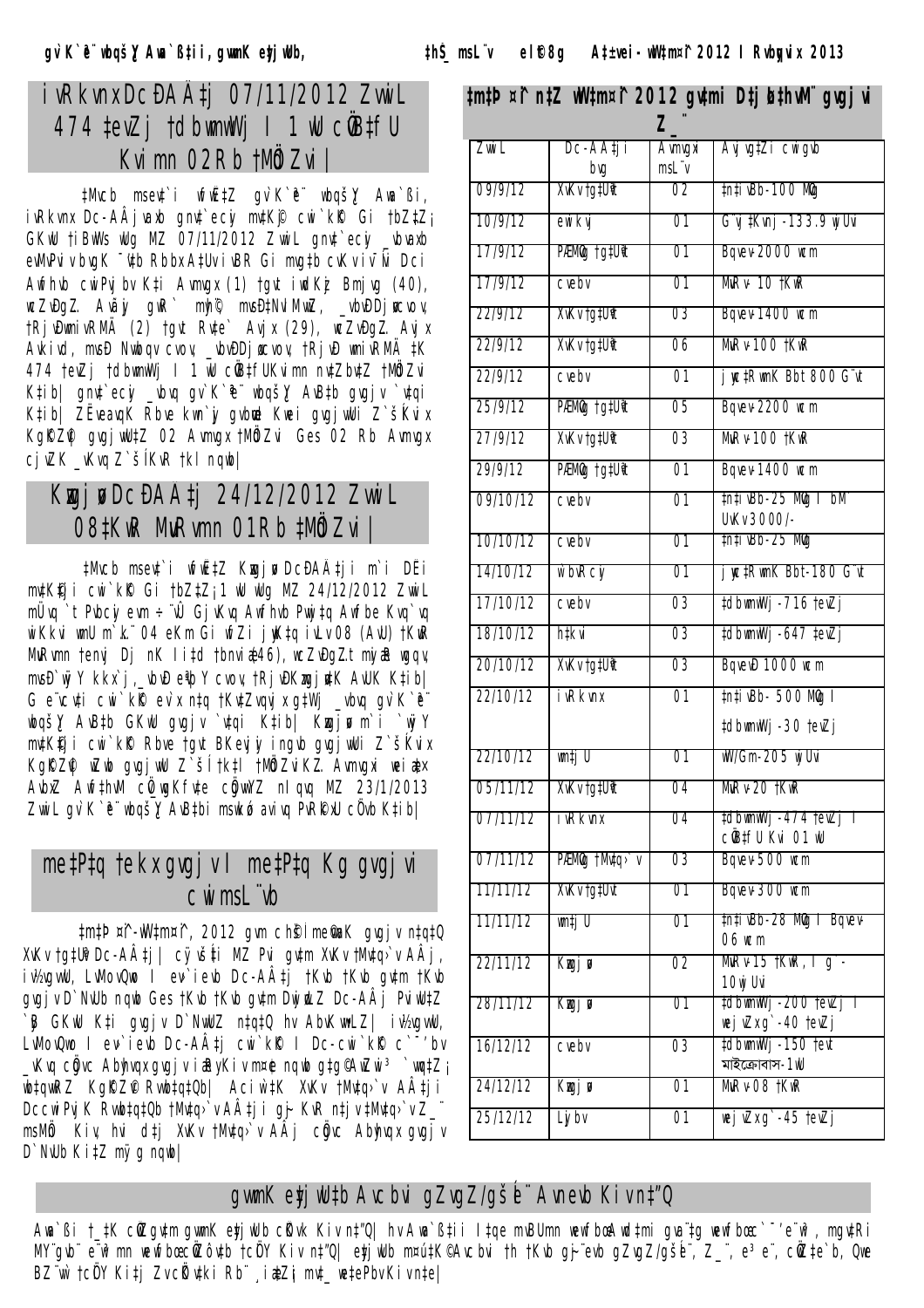# iƒRkvnxDcÐAÂ‡j 07/11/2012 ZvwiL 474 †evZj †dbwmwWj I 1 wU cÖ‡kfU Kvimn 02Rb †MÖßZvi|

‡Mvcb msev‡`i wfwË‡Z gv`K`ªe¨ wbqš¿Y Awa`ßi, iƒRkvnx Dc-AÂjxqk gnv‡`ecyi m‡K©j cwi`k©K Gi †bZ‡Z¡ GKwU †iBwWs wUg MZ 07/11/2012 ZvwiL gnv‡`ecyi _vbvaxb eªvPvivbvgK ¯'v‡b RbbxA‡Uvi iBR Gi mgv‡b cKvi¯’Ñ Dci Awfhvb cwiPvjbv K‡i Avmvgx (1) †gvt iwdKzj Bmjvg (40), wcZvDgZ. Avãyj gwR` mij©, msDbVvMwZ, _vbvDDjvcvov, †RjvDwmivRMÄ (2) †gvt Rv‡e` Avjx (29), wcZvDgZ. Avjx Avkivd, msDb Nwbqv cvov, _vbvDDjvcvov, †RjvD wmivRMÄ †K 474 †evZj †dbwmwWj I 1 wU cÖ‡kfU Kvimn n‡Zb‡Z †MÖßZvi K‡ib| gnv‡`ecyi _vbvq gv`K`ªe¨ wbqš¿Y AvBb gvgjv `v‡qi K‡ib| ZËeavqK Rbve kvn`y gvbœ Kwei gvgjvwU Z`šÍKvix KgK©Z© gvgjvwUZ 02 Avmvgx †MÖßZvi Ges 02 Rb Avmvgx cjvZK _vKvq Z`šÍKvR †kl nqwb|

# KzwóqvDcÐAÂ‡j 24/12/2012 ZvwiL 08‡KwR MvRvmn 01Rb ‡MÖßZvi|

‡Mvcb msev‡`i wfwË‡Z KzwóqvDcÐAÄ‡ji m`i DËi m‡K©‡ji cwi`k©K Gi †bZ‡Z¡1 wU wUg MZ 24/12/2012 ZvwiL mÜ¨vq `t Pvbcy evm ÷¨vÛ GjvKvq Awfhvb Pvwj‡q Avfbe Kvq`vq wKkvi wmU m`k¨ 04 eKm Gi wfZi jywK‡q ivLv 08 (AvU) †KwR MvRvmn †enj Dj nK I‡`i †bnvix (46), wcZvDgZ. mijvb wgqv, msD`wjY kkx`j, _vbvDe¶Y cvov, †RjvDKzwóqv‡K AvUK K‡ib| G e¨vcv‡i cwi`k©K ev`x n‡q †KvZvqvjx g‡Wj _vbvq gv`K`ªe¨ wbqš¿Y AvB‡b GKwU gvgjv `v‡qi K‡ib| Kzwóqv m`i `wjY m‡K©‡ji cwi`k©K Rbve †gvt BKevj ingvb gvgjvwUi Z`šÍKvix KgK©Z© wZwb gvgjvwU Z`šÍ †k‡l †MÖßZviKZ. Avmvgxi wei‡x AvbxZ Awf‡hvM cÖgvwYZ nIqvq MZ 23/1/2013 ZvwiL gv`K`ªe¨ wbqš¿Y AvB‡bi mswkó avivq PvR©kxU cÖ`vb K‡ib|

# me‡P‡q †ekx gvgjv I me‡P‡q Kg gvgjvi cwimsL¨vb

‡m‡Þ¤^i-wW‡m¤^i, 2012 gvm ch©šÍ me©‡gvU gvgjv n‡q‡Q XvKv †g‡Uªv Dc-AÂ‡j| cÿvšÍ‡i MZ Pvi gvm XvKv †Mv‡q›`v AÂj, iv½vgvwU, LvMovQwo I ev›`ievb Dc-AÂ‡j †Kvb †Kvb gvm †Kvb gvgjv D`NvUb nqwb Ges †Kvb †Kvb gvm DwjøwLZ Dc-AÂj PvwiwUZ `ß GKwU K‡i gvgjv D`NvwUZ n‡q‡Q hv AbvKvw·LZ| iv½vgvwU, LvMovQwo I ev›`ievb Dc-AÂ‡j cwi`k©K I Dc-cwi`k©K c`¯’'bv _vKvq cÖ‡qvRbxq gvgjv iæRyKiv m¤¢e nqwb g‡g©AvZwi³ `vwqZ¡ wb‡qvwRZ KgK©Z© Rwb‡q‡Qb| Aciw`‡K XvKv †Mv‡q›`v AÂ‡ji Dccwi PvjK Rwb‡q‡Qb †Mv‡q›`v AÂ‡ji gj~ KvR n‡jv †Mv‡q›`vZ_¨ msMÖn Kiv, hv d‡j XvKv †Mv‡q›`v AÂj cÖ‡qvRbxq gvgjv D`NvUb Ki‡Z mÿg nqwb|

**‡m‡Þ¤^i n‡Z wW‡m¤^i 2012 gvm ch©šÍ Dc‡Rjv †h me gvgjv Z_¨**

| ZvwiL | Dc-AÂ‡ji bvg | Avmvgxi msL¨v | Avjvg‡Zi cwigvb |
|---|---|---|---|
| 09/9/12 | XvKv†g‡Uªv | 02 | ‡n‡ivBb-100 MÖvg |
| 10/9/12 | ewikvj | 01 | G¨vj‡Kvnj-133.9 wjUvi |
| 17/9/12 | PÆMÖvg †g‡Uªv | 01 | Bqvev-2000 wcm |
| 17/9/12 | cvebv | 01 | MvRv-10 †KwR |
| 22/9/12 | XvKv†g‡Uªv | 03 | Bqvev-1400 wcm |
| 22/9/12 | XvKv†g‡Uªv | 06 | MvRv-100 †KwR |
| 22/9/12 | cvebv | 01 | jyc‡Rb‡K Bbt 800 G¨vt |
| 25/9/12 | PÆMÖvg †g‡Uªv | 05 | Bqvev-2200 wcm |
| 27/9/12 | XvKv†g‡Uªv | 03 | MvRv-100 †KwR |
| 29/9/12 | PÆMÖvg †g‡Uªv | 01 | Bqvev-1400 wcm |
| 09/10/12 | cvebv | 01 | ‡n‡ivBb-25 MÖvg I bM` UvKv3000/- |
| 10/10/12 | cvebv | 01 | ‡n‡ivBb-25 MÖvg |
| 14/10/12 | wbvRcyi | 01 | jyc‡Rb‡K Bbt-180 G¨vt |
| 17/10/12 | cvebv | 03 | ‡dbwmwWj-716 †evZj |
| 18/10/12 | h‡kvi | 03 | ‡dbwmwWj-647 ‡evZj |
| 20/10/12 | XvKv†g‡Uªv | 03 | BqvevÐ1000 wcm |
| 22/10/12 | iƒRkvnx | 01 | ‡n‡ivBb- 500 MÖvg I ‡dbwmwWj-30 †evZj |
| 22/10/12 | wm‡jU | 01 | wW/Gm-205 wjUvi |
| 05/11/12 | XvKv†g‡Uªv | 04 | MvRv-20 †KwR |
| 07/11/12 | iƒRkvnx | 04 | ‡dbwmwWj-474 †evZj I cÖ‡kfU Kvi 01 wU |
| 07/11/12 | PÆMÖvg †Mv‡q›`v | 03 | Bqvev-500 wcm |
| 11/11/12 | XvKv†g‡Uªv | 01 | Bqvev-300 wcm |
| 11/11/12 | wm‡jU | 01 | ‡n‡ivBb-28 MÖvg I Bqvev-06 wcm |
| 22/11/12 | Kzwóqv | 02 | MvRv-15 †KwR, I g`-10 wjUvi |
| 28/11/12 | Kzwóqv | 01 | ‡dbwmwWj-200 †evZj I wej¨vZxg`-40 †evZj |
| 16/12/12 | cvebv | 03 | ‡dbwmwWj-150 †evt মাইক্রোবাস-1wU |
| 24/12/12 | Kzwóqv | 01 | MvRv-08 †KwR |
| 25/12/12 | Lyjbv | 01 | wej¨vZxg`-45 †evZj |

## gv`K`ªe¨ wbqš¿Y Awa`ßZ‡ii gZvgZ/gšÍe¨ Avnevb Kiv n‡"Q

Awa`ßi †_‡K cÖKvwkZ gvwmK evZ©vq cwÎKvi Rb¨ gZvgZ/gšÍe¨ Avnevb Kiv n‡"Q| hviv Awa`ß‡ii I‡qe mvB‡U evwl©K cÖwZ‡e`b, gvwmK ev‡jwUb cÖKvkbv I Z_¨ msMÖ‡n mnvqZv Ki‡eb Zv‡`i K…ZÁZvi mv‡_ Rvbv‡bv hv‡e| evZ©vwU AviI DbœZ Kiv hvq wK bv †m cÖm‡½ gZvgZ/civgk© cÖZ¨vkv Kiv n‡”Q|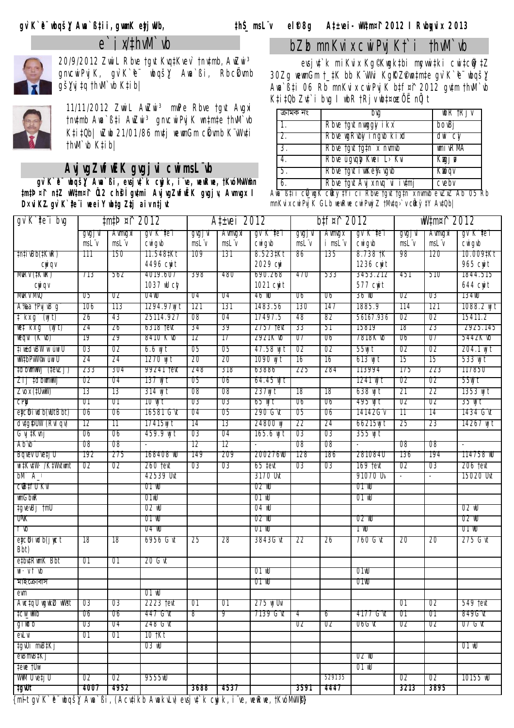## e`ix/‡hvM`vb

20/9/2012 ZvwiL Rbve †gvt Kvq‡Kvev` †nv‡mb, AwZwi³ gnvcwiPvjK, gv`K`ª wbqš¿Y Awa`ßi, RbcÖkvmb gš¿Yvjq ‡hvM`vb K‡ib|

11/11/2012 ZvwiL AwZwi³ mwPe Rbve †gvt Avgxi †nv‡mb Awa`ß‡i AwZwi³ gnvcwiPvjK wn‡m‡e †hvM`vb K‡i‡Qb| wZwb 21/01/86 mv‡j wewmGm cÖkvmb K¨vWv‡i †hvM`vb K‡ib|

## bZzb mnKvix cwiPvjK †`i †hvM`vb

evsjv‡`k miKvix Kg©Kwgk‡bi mycvwi‡ki cwi‡cÖwÿ‡Z 30Zg wewmGm †_‡K bb K¨vWvi Kg©KZ©vn‡m‡e gv`K`ª wbqš¿Y Awa`ß‡i 06 Rb mnKvix cwiPvjK b‡f¤^i 2012 gv‡m †hvM`vb K‡i‡Qb Zv‡`i bvg I wbR †Rjv wb‡¤œ Dˇ jL Kiv nÕ jt

| ক্রমিক নং | bvg | wbR †Rjv |
|---|---|---|
| 1. | Rbve †gvt nvwgg`yi ikx` | bvUi |
| 2. | Rbve wgRvby ingvb kixd | dwi`cyi |
| 3. | Rbve †gvt †gvn `x nvmvb | wmivRMÄ |
| 4. | Rbve Uygvby Kvei L›`Kvi | Kzwóqv |
| 5. | Rbve †gvt iwKeyj nvmvb | Kzwóqv |
| 6. | Rbve †gvt Avj xmvq`vi ivbvj | cvebv |

Awa`ß‡i cÖ_gK cÖ‡ekKvix Rbve †gvt †gvn xnvmvb eZ©gv‡b 05 Rb mnKvix cwiPvjK GLb wewfbœ cwiPvjbvZ †Mvqv‡›`v cÖwkÿ‡Y AvQb|

## AvjvgZwfwËK gvgjvi cwimsL¨vb

gv`K`ª wbqš¿Y Awa`ßi, evsjv‡`k cywjk, i¨ve, wewRwe, †KvóMvW©mn ‡m‡Þ¤^i n‡Z wW‡m¤^i Ô12 chš— gv‡mi AvjvgZwfwËK gvgjv, Avmvgx I Dxv‡KZ gv`K‡`ªi weeiY wb‡g Zz‡j aiv n‡jv

| gv`K‡`ªi bvg | ‡m‡Þ¤^i 2012 | | | A‡±vei 2012 | | | b‡f¤^i 2012 | | | wW‡m¤^i 2012 | | |
|---|---|---|---|---|---|---|---|---|---|---|---|---|
| | gvgjvi msL¨v | Avmvgxi msL¨v | gv`K‡`ªi cwigvb | gvgjvi msL¨v | Avmvgxi msL¨v | gv`K‡`ªi cwigvb | gvgjvi msL¨v | Avmvgxi msL¨v | gv`K‡`ªi cwigvb | gvgjvi msL¨v | Avmvgxi msL¨v | gv`K`‡`ªi cwigvb |
| ‡nv‡ivBb(‡KwR) cywiqv | 111 | 150 | 11.548‡Kt 4496 cywit | 109 | 131 | 8.523‡Kt 2029 cyw | 86 | 135 | 8.738 †K 1236 cywit | 98 | 120 | 10.009‡Kt 965 cywit |
| MuvRv(‡KwR) cywiqv | 713 | 562 | 4019.607 1037 wUcy | 398 | 480 | 690.268 1021 cywit | 470 | 533 | 3453.212 577 cywit | 451 | 510 | 1844.515 644 cywit |
| MuvRv MvQ | 05 | 02 | 04wU | 04 | 04 | 46 wU | 06 | 06 | 36 wU | 02 | 03 | 134wU |
| A‰ea †PvjvB g` | 106 | 113 | 1294.97wjt | 121 | 131 | 1483.56 | 130 | 147 | 1885.9 | 114 | 121 | 1088.2 wjt |
| ‡`kxg` (wjt) | 26 | 43 | 25114.927 | 08 | 04 | 17497.5 | 48 | 82 | 56167.936 | 02 | 02 | 15411.2 |
| we‡`kxg` (wjt) | 24 | 26 | 6318 †evt | 34 | 39 | 2757 †evt | 33 | 51 | 15819 | 18 | 23 | 2925.145 |
| weqvi (K¨vb) | 19 | 29 | 8410 K¨vb | 12 | 17 | 2921K¨vb | 07 | 06 | 7818K¨vb | 06 | 07 | 5442K¨vb |
| ‡iw±dvBW w¯úwiU | 03 | 02 | 6.6 wjt | 05 | 05 | 47.58 wjt | 02 | 02 | 55wjt | 02 | 02 | 204.1 wjt |
| wW‡bPvW© w¯úwiU | 24 | 24 | 1270 wjt | 20 | 20 | 1090 wjt | 16 | 16 | 613 wjt | 15 | 15 | 533 wjt |
| ‡dbwmwWj (†evZj) | 233 | 304 | 99241 †evt | 248 | 318 | 63886 | 225 | 284 | 113994 | 175 | 223 | 117850 |
| Zij ‡dbwmwWj | 02 | 04 | 137 wjt | 05 | 06 | 64.45 wjt | | | 1241 wjt | 02 | 02 | 55wjt |
| Zvox (‡UwW) | 13 | 13 | 314 wjt | 08 | 08 | 237wjt | 18 | 18 | 638 wjt | 21 | 22 | 1353 wjt |
| cPvB | 01 | 01 | 10 wjt | 03 | 03 | 65 wjt | 06 | 06 | 495 wjt | 02 | 02 | 35 wjt |
| eycÖibwid b(wUTBbt) | 06 | 06 | 16581 Gv¤ú | 04 | 05 | 290 Gv¤ú | 05 | 06 | 14142G¨v | 11 | 14 | 1434 Gv¤ú |
| dv‡g©wmUW (Rwi qvj) | 12 | 11 | 17415wjt | 14 | 13 | 24800 wj | 22 | 24 | 66215wjt | 25 | 23 | 14267 wjt |
| Gvj‡Kvnj | 06 | 06 | 459.9 wjt | 03 | 04 | 165.6 wjt | 03 | 03 | 355 wjt | | | |
| Ab¨vb¨ | 08 | 08 | - | 12 | 12 | - | 08 | 08 | - | 08 | 08 | - |
| BqvevU¨ve‡jU | 192 | 275 | 168408 wU | 149 | 209 | 200276wU | 128 | 186 | 281084U | 136 | 194 | 114758 wU |
| w‡K¨vW· /K‡Wwmnt | 02 | 02 | 260 †evt | 03 | 03 | 65 †evt | 03 | 03 | 169 †evt | 02 | 03 | 206 †evt |
| bM` A_© | | | 42539 UvK | | | 3170 UvK | | | 91070 Uv | - | - | 15020 UvK |
| cÖvB‡fU Kvi | | | 01 wU | | | 02 wU | | | 01 wU | | | |
| wmGbwR | | | 01wU | | | 01 wU | | | 01 wU | | | |
| ‡gvevBj †dvb | | | 02 wU | | | 04 wU | | | | | | 02 wU |
| U¨vK | | | 01 wU | | | 02 wU | | | 02 wU | | | 02 wU |
| †bŠ | | | 04 wU | | | 01 wU | | | 1 wU | | | 01 wU |
| eycÖibwid b(jyR Bbt) | 18 | 18 | 6956 Gv¤ú | 25 | 28 | 3843G¤ú | 22 | 26 | 760 Gv¤ú | 20 | 20 | 275 Gv¤ú |
| e‡bvwRvmK Bbt | 01 | 01 | 20 Gv¤ú | | | | | | | | | |
| w·vf¨vb | | | | | | 01 wU | | | 01wU | | | |
| মাইক্রোবাস | | | | | | 01 wU | | | 01wU | | | |
| evm | | | 01 wU | | | | | | | | | |
| Av‡dqU wgwkª wWªt | 03 | 03 | 2223 †evt | 01 | 01 | 275 wjUvi | | | | 01 | 02 | 549 †evt |
| ‡cw_wWb | 06 | 06 | 447 Gv¤ú | 8 | 9 | 7139 Gv¤ú | 4 | 6 | 4177 Gv¤ú | 01 | 01 | 849Gv¤ú |
| giwdb | 03 | 04 | 248 Gv¤ú | | | | 02 | 02 | 06Gv¤ú | 02 | 02 | 07 Gv¤ú |
| eLvi | 01 | 01 | 10 †Kt | | | | | | | | | |
| ‡gvUi mvB‡Kj | | | 03 wU | | | | | | | | | 01 wU |
| evBmvB‡Kj | | | | | | | | | 02 wU | | | |
| ‡eve †Uvg | | | | | | | | | 01 wU | | | |
| WvÜ Uve‡jU | 02 | 02 | 9555wU | | | | | 529135 | | 02 | 02 | 10155 wU |
| ‡gvUt | 4007 | 4952 | | 3688 | 4537 | | 3591 | 4447 | | 3213 | 3895 | |

{mƒÎt gv`K`ª wbqš¿Y Awa`ßi, (Acv‡ikb AwakvLv) evsjv‡`k cywjk, i¨ve, wewRwe, †KvóMvW©}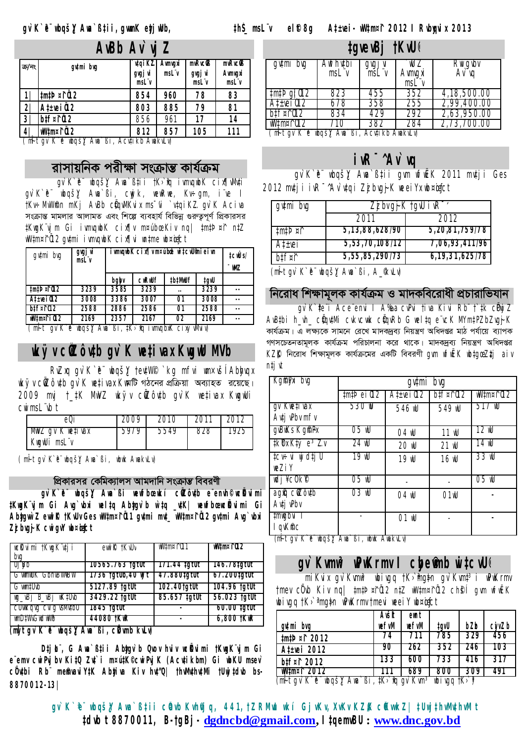## AvBb Av`vjZ

| µg/নং | gv‡mi bvg | `v‡qiK…Z gvgjvi msL¨v | Avmvgxi msL¨v | mRvcÖvß gvgjvi msL¨v | mRvcÖvß Avmvgxi msL¨v |
|---|---|---|---|---|---|
| 1| | ‡m‡Þ¤^i'12 | 854 | 960 | 78 | 83 |
| 2| | A‡±vei'12 | 803 | 885 | 79 | 81 |
| 3| | b‡f¤^i'12 | 856 | 961 | 17 | 14 |
| 4| | wW‡m¤^i'12 | 812 | 857 | 105 | 111 |

(m~Ît gv`K`ªe¨ wbqš¿Y Awa`ßi, Acv‡ikb AvkvLv)

## রাসায়নিক পরীক্ষা সংক্রান্ত কার্যক্রম

gv`K`ªe¨ wbqš¿Y Awa`ß‡ii †K›`ªxq ivmvqwbK cix¶vMv‡i gv`K`ªe¨ wbqš¿Y Awa`ßi, cywjk, wewRwe, Kv÷gm, i¨ve I †Kv÷ MvW© mn mKj AvBb cÖ‡qvMKvix ms¯'v KZ©…K `v‡qiK…Z gv`K Ac‡ia সংক্রান্ত মামলার আলামত এবং শিল্পে ব্যবহার্য বিভিন্ন গুরুত্বপূর্ণ প্রিকারসর ‡KwgK¨vj m Gi ivmvqwbK cix¶v m¤úbœ Kiv nq| ‡m‡Þ¤^i n‡Z wW‡m¤^i'12 gv‡mi ivmvqwbK cix¶vi weeiY wb¤œiƒct

| gv‡mi bvg | gvgjvi msL¨v | ivmvqwbK cix¶v m¤úbœ wi‡cv‡U©i weeiY | | | | ‡cwÛs/ ¯'wMZ |
|---|---|---|---|---|---|---|
| | | bgybv | cwRwUf | ‡b‡MwUf | ‡gvU | |
| ‡m‡Þ¤^i'12 | 3239 | 3585 | 3239 | .. | 3239 | .. |
| A‡±vei'12 | 3008 | 3386 | 3007 | 01 | 3008 | .. |
| b‡f¤^i'12 | 2588 | 2886 | 2586 | 01 | 2588 | .. |
| wW‡m¤^i'12 | 2169 | 2357 | 2167 | 02 | 2169 | .. |

(m~Ît gv`K`ªe¨ wbqš¿Y Awa`ßi, †K›`ªxq ivmvqwbK cix¶vMvi)

## wkÿv cÖwZôv‡b gv`K we‡ivax KwgwU MVb

RvZxq gv`K`ªe¨ wbqš¿Y †ev‡W©i `k mfvi wm×všÍ Abyhvqx wkÿv cÖwZôv‡b gv`K we‡ivax KwgwU গঠনের প্রক্রিয়া অব্যাহত রয়েছে। 2009 mvj †_‡K MwVZ wkÿv cÖwZôv‡b gv`K we‡ivax KwgwUi cwimsL¨vb t

| eQi | 2009 | 2010 | 2011 | 2012 |
|---|---|---|---|---|
| MwVZ gv`K we‡ivax KwgwUi msL¨v | 5979 | 5549 | 828 | 1925 |

(m~Ît gv`K`ªe¨ wbqš¿Y Awa`ßi, wbivgq AvkvLv)

### প্রিকারসর কেমিক্যালস আমদানি সংক্রান্ত বিবরণী

gv`K`ªe¨ wbqš¿Y Awa`ßi wewfbœwk í cÖwZôv‡b e¨eüZ wcÖKvimi ‡KwgK¨vj m Gi Avg`vbx wel‡q AbygwZ cÖ`vb Ki‡Q| wewfbœ wcÖKvimi Gi Abygw`Z ewi¸ †KwgK¨vjmGi wW‡m¤^i'11 gv‡mi mv‡_ wW‡m¤^i'12 gv‡mi Avg`vbxi Zzjbvg~jK cwigvY wb¤œiƒct

| wcÖKvimi †KwgK¨v‡ji bvg | ewl©K †KvUv | wW‡m¤^i'11 | wW‡m¤^i'12 |
|---|---|---|---|
| U‡jyb | 10565.763 †gtUt | 171.44 †gtUt | 146.78†gtUt |
| G wmwUK GbnvBWªvBW | 1736 †gtUb,40 wjt | 47.880†gtUt | 67.200†gtUt |
| G wm‡Uvb | 5127.89 †gtUt | 102.40†gtUt | 104.96 †gtUt |
| wg_vBj B_vBj wK‡Uvb | 3429.22 †gtUt | 85.657 †gtUt | 56.023 †gtUt |
| cUvwkqvg cvi g¨v½v‡bU | 1845 †gtUt | - | 60.00 †gtUt |
| mvD‡Wvg wd wbj | 44080 †KwR | - | 6,800 †KwR |

(m~Ît gv`K`ªe¨ wbqš¿Y Awa`ßi, cÖkvmb kvLv)

D‡jL¨, G Awa`ß‡ii Abygw`b Qvov †Kvb wcÖKvimi †KwgK¨vjm Gi e¨envi cwiPvjbv Ki‡Z cvi‡e bv| m¤ú‡K© cwiPvjK (Ac‡ikbm) Gi wbKU msev` cÖ‡qvRb n‡j †hvMv‡hvM Kiæb| t_‡K Ki‡Z n‡e| ‡dvb bs- 8870012-13|

## ‡gvevBj †KvU©

| gv‡mi bvg | Awfhv‡bi msL¨v | gvgjvi msL¨v | `Ê cÖvß Avmvgxi msL¨v | Rwigvbv Av`vq |
|---|---|---|---|---|
| ‡m‡Þ¤^i'12 | 823 | 455 | 352 | 4,18,500.00 |
| A‡±vei'12 | 678 | 358 | 255 | 2,99,400.00 |
| b‡f¤^i'12 | 834 | 429 | 292 | 2,63,950.00 |
| wW‡m¤^i'12 | 710 | 382 | 284 | 2,73,700.00 |

(m~Ît gv`K`ªe¨ wbqš¿Y Awa`ßi, Ac‡ikb AvkvLv)

## ivR¯^ Av`vq

gv`K`ªe¨ wbqš¿Y Awa`ß‡ii gvm wfwËK 2011 mv‡ji Ges 2012 mv‡ji ivR¯^ Av`v‡qi Zzjbvg~jK weeiYx wb¤œiƒct

| gv‡mi bvg | Zzjbvg~jK †gvU ivR¯^ | |
|---|---|---|
| | 2011 | 2012 |
| ‡m‡Þ¤^i | 5,13,88,628/90 | 5,20,81,759/78 |
| A‡±vei | 5,53,70,108/12 | 7,06,93,411/96 |
| b‡f¤^i | 5,55,85,290/73 | 6,19,31,625/78 |

(m~Ît gv`K`ªe¨ wbqš¿Y Awa`ßi, A_© kvLv)

## নিরোধ শিক্ষামূলক কার্যক্রম ও মাদকবিরোধী প্রচারাভিযান

gv`K‡mevi Ace¨envi I A‰ea cvPvi †iva Kiv Rb¨ †`‡k cÖPwjZ AvB‡bi h_vh_ cÖ‡qv‡Mi cvkvcvwk cÖ‡qvRb gv`K wel‡q e¨vcK MYm‡PZbZvg~jK কার্যক্রম। এ লক্ষ্যকে সামনে রেখে মাদকদ্রব্য নিয়ন্ত্রণ অধিদপ্তর মাঠ পর্যায়ে ব্যাপক গণসচেতনতামূলক কার্যক্রম পরিচালনা করে থাকে। মাদকদ্রব্য নিয়ন্ত্রণ অধিদপ্তর KZ©…K নিরোধ শিক্ষামূলক কার্যক্রমের একটি বিবরণী gvm wfwËK wb‡gœ Zz‡j aiv n‡jv t

| Kg©m~Px bvg | gv‡mi bvg | | | |
|---|---|---|---|---|
| | ‡m‡Þ ei'12 | A‡±vei'12 | b‡f¤^i'12 | wW‡m¤^i'12 |
| gv`K we‡ivax Av‡jvPbv mfv | 530 wU | 546 wU | 549 wU | 517 wU |
| gvBwKs Kg©m~Px | 05 wU | 04 wU | 11 wU | 12 wU |
| ‡K¬vRAvc e³Zv | 24 wU | 20 wU | 21 wU | 14 wU |
| ‡cv÷vi wj d‡jU weZiY | 19 wU | 19 wU | 16 wU | 33 wU |
| wdj¥ cÖ`k©bx | 05 wU | . | . | 05 wU |
| agx©q cÖwZôv‡b Av‡jvPbv | 03 wU | 04 wU | 01wU | - |
| ‡mwgbvi I IqvK©kc | - | 01 wU | - | - |

(m~Ît gv`K`ªe¨ wbqš¿Y Awa`ßi, wbivgq AvkvLv)

## gv`Kvmw³ wPwKrmv I cybe©vmb wi‡cvU©

miKvix gv`Kvmw³ wbivgq †K›`ªmg~‡n gv`Kvm³‡`i wPwKrmv †mev cÖ`vb Kiv nq| ‡m‡Þ¤^i'12 n‡Z wW‡m¤^i'12 ch©šÍ gvm wfwËK wbivgq †K›`ªmg~‡n wPwKrmv†mevi weeiY wb¤œiƒct

| gv‡mi bvg | AvšÍt wefvM | ewn wefvM | ‡gvU | bZzb | cyivZb |
|---|---|---|---|---|---|
| ‡m‡Þ¤^i 2012 | 74 | 711 | 785 | 329 | 456 |
| A‡±vei 2012 | 90 | 262 | 352 | 246 | 103 |
| b‡f¤^i 2012 | 133 | 600 | 733 | 416 | 317 |
| wW‡m¤^i 2012 | 111 | 689 | 800 | 309 | 491 |

(m~Ît gv`K`ªe¨ wbqš¿Y Awa`ßi, †K›`ªxq gv`Kvm³ wbivgq †K›`ª)

gv`K`ªe¨ wbqš¿Y Awa`ß‡ii cÖKvkbv kvLv, 441, †ZRMvuI wkí GjvKv, XvKv KZ©„K cÖKvwkZ| ‡Uwj‡hvMv‡hvMt ‡dvb t 8870011, B-‡gBj - dgdncbd@gmail.com, I‡qemvBU : www.dnc.gov.bd